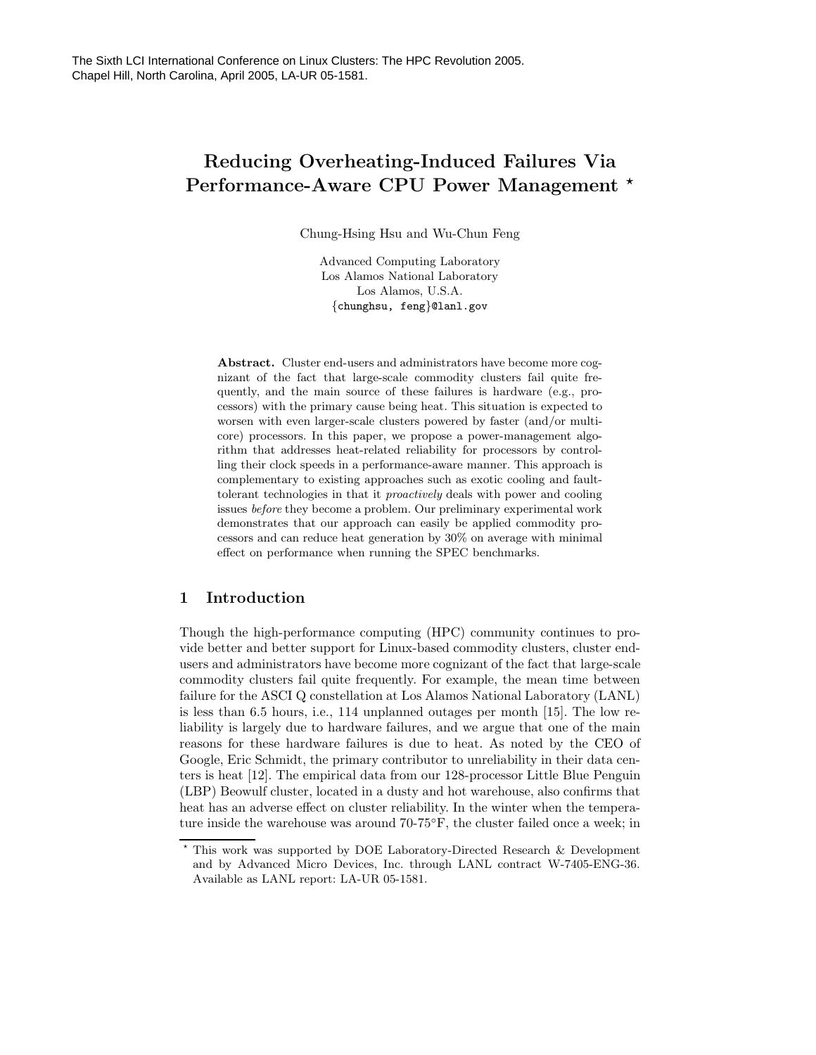The Sixth LCI International Conference on Linux Clusters: The HPC Revolution 2005. Chapel Hill, North Carolina, April 2005, LA-UR 05-1581.

# Reducing Overheating-Induced Failures Via Performance-Aware CPU Power Management ⋆

Chung-Hsing Hsu and Wu-Chun Feng

Advanced Computing Laboratory
Los Alamos National Laboratory
Los Alamos, U.S.A.
{chunghsu, feng}@lanl.gov

**Abstract.** Cluster end-users and administrators have become more cognizant of the fact that large-scale commodity clusters fail quite frequently, and the main source of these failures is hardware (e.g., processors) with the primary cause being heat. This situation is expected to worsen with even larger-scale clusters powered by faster (and/or multi-core) processors. In this paper, we propose a power-management algorithm that addresses heat-related reliability for processors by controlling their clock speeds in a performance-aware manner. This approach is complementary to existing approaches such as exotic cooling and fault-tolerant technologies in that it *proactively* deals with power and cooling issues *before* they become a problem. Our preliminary experimental work demonstrates that our approach can easily be applied commodity processors and can reduce heat generation by 30% on average with minimal effect on performance when running the SPEC benchmarks.

## 1 Introduction

Though the high-performance computing (HPC) community continues to provide better and better support for Linux-based commodity clusters, cluster end-users and administrators have become more cognizant of the fact that large-scale commodity clusters fail quite frequently. For example, the mean time between failure for the ASCI Q constellation at Los Alamos National Laboratory (LANL) is less than 6.5 hours, i.e., 114 unplanned outages per month [15]. The low reliability is largely due to hardware failures, and we argue that one of the main reasons for these hardware failures is due to heat. As noted by the CEO of Google, Eric Schmidt, the primary contributor to unreliability in their data centers is heat [12]. The empirical data from our 128-processor Little Blue Penguin (LBP) Beowulf cluster, located in a dusty and hot warehouse, also confirms that heat has an adverse effect on cluster reliability. In the winter when the temperature inside the warehouse was around 70-75°F, the cluster failed once a week; in

⋆ This work was supported by DOE Laboratory-Directed Research & Development and by Advanced Micro Devices, Inc. through LANL contract W-7405-ENG-36. Available as LANL report: LA-UR 05-1581.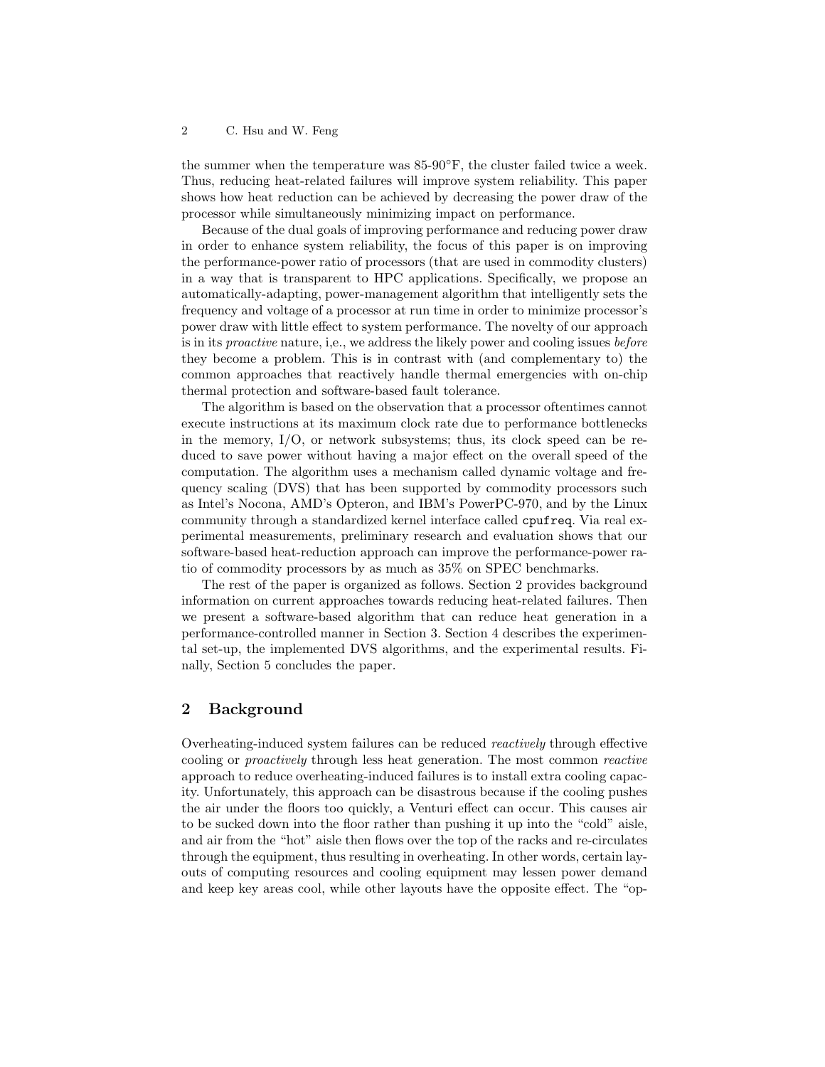the summer when the temperature was 85-90°F, the cluster failed twice a week. Thus, reducing heat-related failures will improve system reliability. This paper shows how heat reduction can be achieved by decreasing the power draw of the processor while simultaneously minimizing impact on performance.

Because of the dual goals of improving performance and reducing power draw in order to enhance system reliability, the focus of this paper is on improving the performance-power ratio of processors (that are used in commodity clusters) in a way that is transparent to HPC applications. Specifically, we propose an automatically-adapting, power-management algorithm that intelligently sets the frequency and voltage of a processor at run time in order to minimize processor's power draw with little effect to system performance. The novelty of our approach is in its *proactive* nature, i,e., we address the likely power and cooling issues *before* they become a problem. This is in contrast with (and complementary to) the common approaches that reactively handle thermal emergencies with on-chip thermal protection and software-based fault tolerance.

The algorithm is based on the observation that a processor oftentimes cannot execute instructions at its maximum clock rate due to performance bottlenecks in the memory, I/O, or network subsystems; thus, its clock speed can be reduced to save power without having a major effect on the overall speed of the computation. The algorithm uses a mechanism called dynamic voltage and frequency scaling (DVS) that has been supported by commodity processors such as Intel's Nocona, AMD's Opteron, and IBM's PowerPC-970, and by the Linux community through a standardized kernel interface called `cpufreq`. Via real experimental measurements, preliminary research and evaluation shows that our software-based heat-reduction approach can improve the performance-power ratio of commodity processors by as much as 35% on SPEC benchmarks.

The rest of the paper is organized as follows. Section 2 provides background information on current approaches towards reducing heat-related failures. Then we present a software-based algorithm that can reduce heat generation in a performance-controlled manner in Section 3. Section 4 describes the experimental set-up, the implemented DVS algorithms, and the experimental results. Finally, Section 5 concludes the paper.

## 2 Background

Overheating-induced system failures can be reduced *reactively* through effective cooling or *proactively* through less heat generation. The most common *reactive* approach to reduce overheating-induced failures is to install extra cooling capacity. Unfortunately, this approach can be disastrous because if the cooling pushes the air under the floors too quickly, a Venturi effect can occur. This causes air to be sucked down into the floor rather than pushing it up into the "cold" aisle, and air from the "hot" aisle then flows over the top of the racks and re-circulates through the equipment, thus resulting in overheating. In other words, certain layouts of computing resources and cooling equipment may lessen power demand and keep key areas cool, while other layouts have the opposite effect. The "op-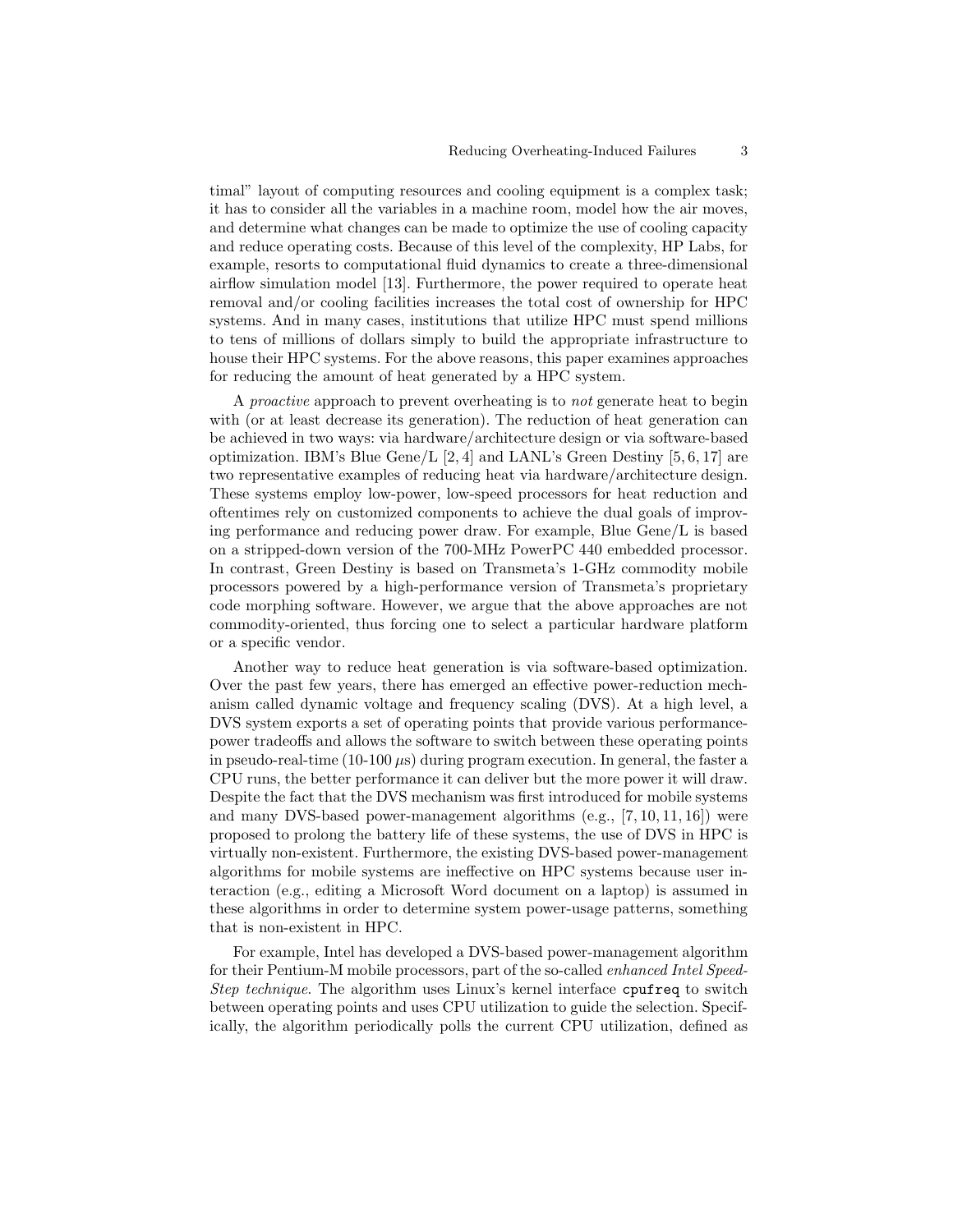timal" layout of computing resources and cooling equipment is a complex task; it has to consider all the variables in a machine room, model how the air moves, and determine what changes can be made to optimize the use of cooling capacity and reduce operating costs. Because of this level of the complexity, HP Labs, for example, resorts to computational fluid dynamics to create a three-dimensional airflow simulation model [13]. Furthermore, the power required to operate heat removal and/or cooling facilities increases the total cost of ownership for HPC systems. And in many cases, institutions that utilize HPC must spend millions to tens of millions of dollars simply to build the appropriate infrastructure to house their HPC systems. For the above reasons, this paper examines approaches for reducing the amount of heat generated by a HPC system.

A *proactive* approach to prevent overheating is to *not* generate heat to begin with (or at least decrease its generation). The reduction of heat generation can be achieved in two ways: via hardware/architecture design or via software-based optimization. IBM's Blue Gene/L [2, 4] and LANL's Green Destiny [5, 6, 17] are two representative examples of reducing heat via hardware/architecture design. These systems employ low-power, low-speed processors for heat reduction and oftentimes rely on customized components to achieve the dual goals of improving performance and reducing power draw. For example, Blue Gene/L is based on a stripped-down version of the 700-MHz PowerPC 440 embedded processor. In contrast, Green Destiny is based on Transmeta's 1-GHz commodity mobile processors powered by a high-performance version of Transmeta's proprietary code morphing software. However, we argue that the above approaches are not commodity-oriented, thus forcing one to select a particular hardware platform or a specific vendor.

Another way to reduce heat generation is via software-based optimization. Over the past few years, there has emerged an effective power-reduction mechanism called dynamic voltage and frequency scaling (DVS). At a high level, a DVS system exports a set of operating points that provide various performance-power tradeoffs and allows the software to switch between these operating points in pseudo-real-time (10-100 $\mu$s) during program execution. In general, the faster a CPU runs, the better performance it can deliver but the more power it will draw. Despite the fact that the DVS mechanism was first introduced for mobile systems and many DVS-based power-management algorithms (e.g., [7, 10, 11, 16]) were proposed to prolong the battery life of these systems, the use of DVS in HPC is virtually non-existent. Furthermore, the existing DVS-based power-management algorithms for mobile systems are ineffective on HPC systems because user interaction (e.g., editing a Microsoft Word document on a laptop) is assumed in these algorithms in order to determine system power-usage patterns, something that is non-existent in HPC.

For example, Intel has developed a DVS-based power-management algorithm for their Pentium-M mobile processors, part of the so-called *enhanced Intel SpeedStep technique*. The algorithm uses Linux's kernel interface `cpufreq` to switch between operating points and uses CPU utilization to guide the selection. Specifically, the algorithm periodically polls the current CPU utilization, defined as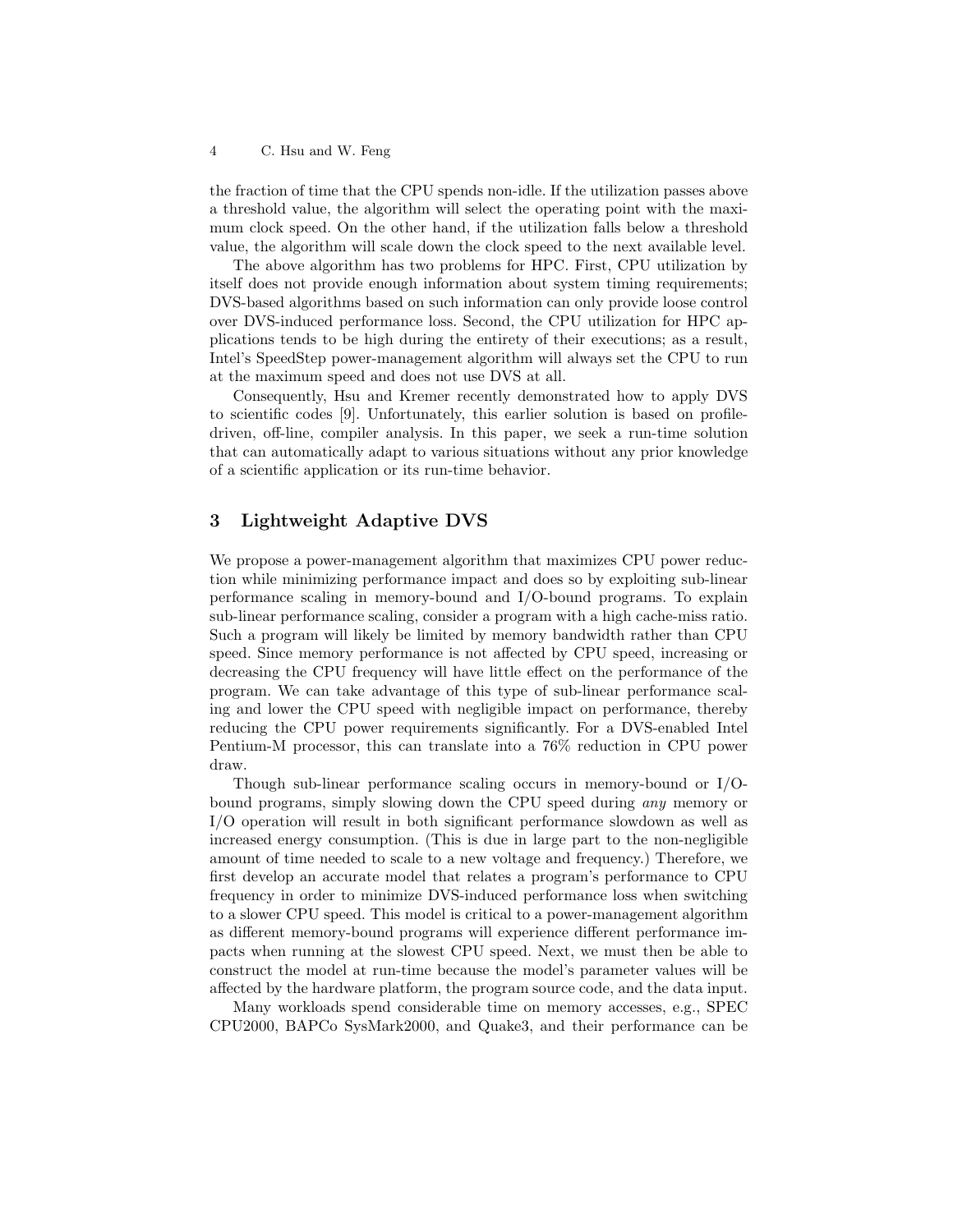the fraction of time that the CPU spends non-idle. If the utilization passes above a threshold value, the algorithm will select the operating point with the maximum clock speed. On the other hand, if the utilization falls below a threshold value, the algorithm will scale down the clock speed to the next available level.

The above algorithm has two problems for HPC. First, CPU utilization by itself does not provide enough information about system timing requirements; DVS-based algorithms based on such information can only provide loose control over DVS-induced performance loss. Second, the CPU utilization for HPC applications tends to be high during the entirety of their executions; as a result, Intel's SpeedStep power-management algorithm will always set the CPU to run at the maximum speed and does not use DVS at all.

Consequently, Hsu and Kremer recently demonstrated how to apply DVS to scientific codes [9]. Unfortunately, this earlier solution is based on profile-driven, off-line, compiler analysis. In this paper, we seek a run-time solution that can automatically adapt to various situations without any prior knowledge of a scientific application or its run-time behavior.

## 3 Lightweight Adaptive DVS

We propose a power-management algorithm that maximizes CPU power reduction while minimizing performance impact and does so by exploiting sub-linear performance scaling in memory-bound and I/O-bound programs. To explain sub-linear performance scaling, consider a program with a high cache-miss ratio. Such a program will likely be limited by memory bandwidth rather than CPU speed. Since memory performance is not affected by CPU speed, increasing or decreasing the CPU frequency will have little effect on the performance of the program. We can take advantage of this type of sub-linear performance scaling and lower the CPU speed with negligible impact on performance, thereby reducing the CPU power requirements significantly. For a DVS-enabled Intel Pentium-M processor, this can translate into a 76% reduction in CPU power draw.

Though sub-linear performance scaling occurs in memory-bound or I/O-bound programs, simply slowing down the CPU speed during *any* memory or I/O operation will result in both significant performance slowdown as well as increased energy consumption. (This is due in large part to the non-negligible amount of time needed to scale to a new voltage and frequency.) Therefore, we first develop an accurate model that relates a program's performance to CPU frequency in order to minimize DVS-induced performance loss when switching to a slower CPU speed. This model is critical to a power-management algorithm as different memory-bound programs will experience different performance impacts when running at the slowest CPU speed. Next, we must then be able to construct the model at run-time because the model's parameter values will be affected by the hardware platform, the program source code, and the data input.

Many workloads spend considerable time on memory accesses, e.g., SPEC CPU2000, BAPCo SysMark2000, and Quake3, and their performance can be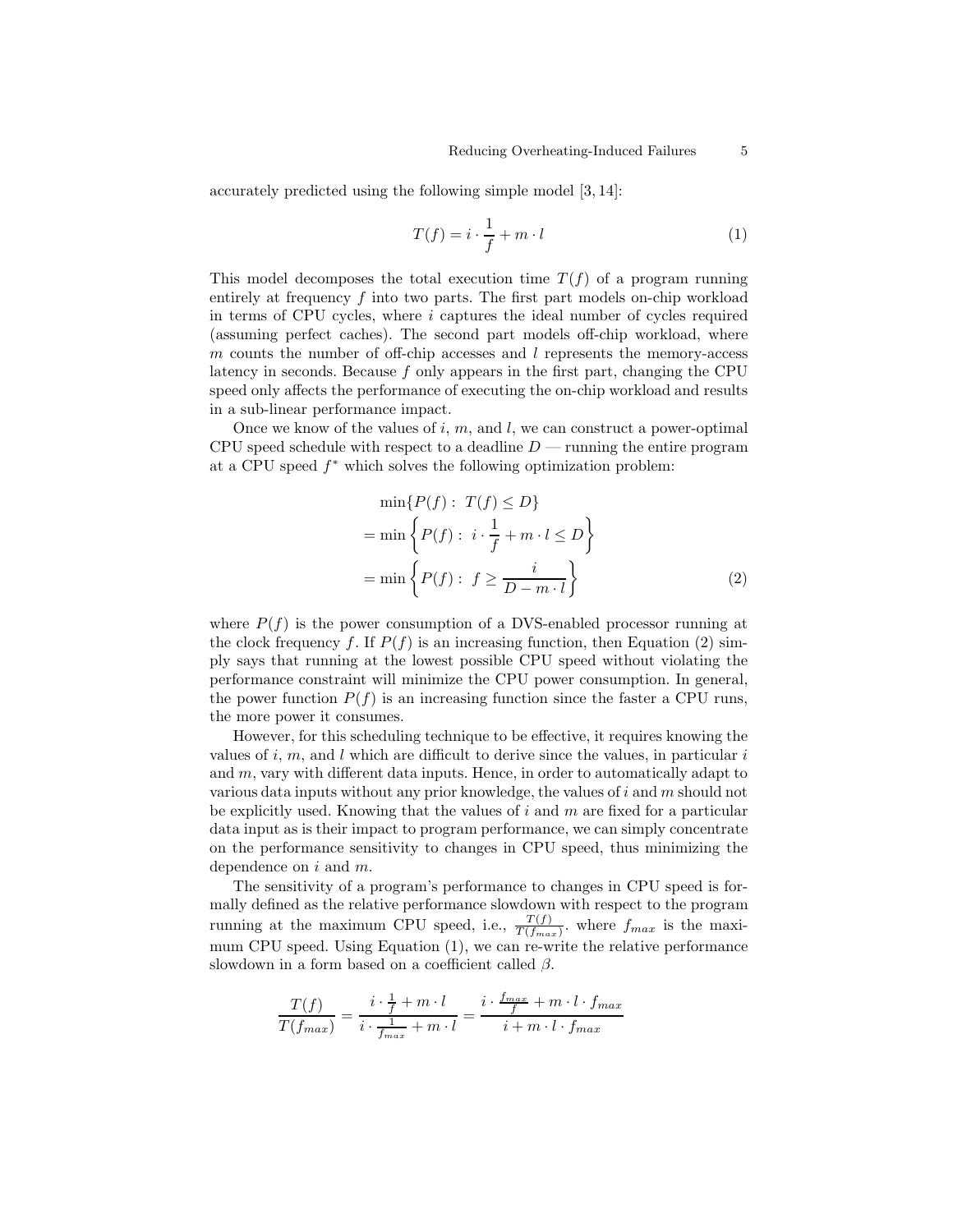accurately predicted using the following simple model [3, 14]:

$$T(f) = i \cdot \frac{1}{f} + m \cdot l \tag{1}$$

This model decomposes the total execution time $T(f)$ of a program running entirely at frequency $f$ into two parts. The first part models on-chip workload in terms of CPU cycles, where $i$ captures the ideal number of cycles required (assuming perfect caches). The second part models off-chip workload, where $m$ counts the number of off-chip accesses and $l$ represents the memory-access latency in seconds. Because $f$ only appears in the first part, changing the CPU speed only affects the performance of executing the on-chip workload and results in a sub-linear performance impact.

Once we know of the values of $i$, $m$, and $l$, we can construct a power-optimal CPU speed schedule with respect to a deadline $D$ — running the entire program at a CPU speed $f^*$ which solves the following optimization problem:

$$\begin{aligned}
&\min\{P(f) : \ T(f) \leq D\} \\
&= \min\left\{P(f) : \ i \cdot \frac{1}{f} + m \cdot l \leq D\right\} \\
&= \min\left\{P(f) : \ f \geq \frac{i}{D - m \cdot l}\right\}
\end{aligned} \tag{2}$$

where $P(f)$ is the power consumption of a DVS-enabled processor running at the clock frequency $f$. If $P(f)$ is an increasing function, then Equation (2) simply says that running at the lowest possible CPU speed without violating the performance constraint will minimize the CPU power consumption. In general, the power function $P(f)$ is an increasing function since the faster a CPU runs, the more power it consumes.

However, for this scheduling technique to be effective, it requires knowing the values of $i$, $m$, and $l$ which are difficult to derive since the values, in particular $i$ and $m$, vary with different data inputs. Hence, in order to automatically adapt to various data inputs without any prior knowledge, the values of $i$ and $m$ should not be explicitly used. Knowing that the values of $i$ and $m$ are fixed for a particular data input as is their impact to program performance, we can simply concentrate on the performance sensitivity to changes in CPU speed, thus minimizing the dependence on $i$ and $m$.

The sensitivity of a program's performance to changes in CPU speed is formally defined as the relative performance slowdown with respect to the program running at the maximum CPU speed, i.e., $\frac{T(f)}{T(f_{max})}$. where $f_{max}$ is the maximum CPU speed. Using Equation (1), we can re-write the relative performance slowdown in a form based on a coefficient called $\beta$.

$$\frac{T(f)}{T(f_{max})} = \frac{i \cdot \frac{1}{f} + m \cdot l}{i \cdot \frac{1}{f_{max}} + m \cdot l} = \frac{i \cdot \frac{f_{max}}{f} + m \cdot l \cdot f_{max}}{i + m \cdot l \cdot f_{max}}$$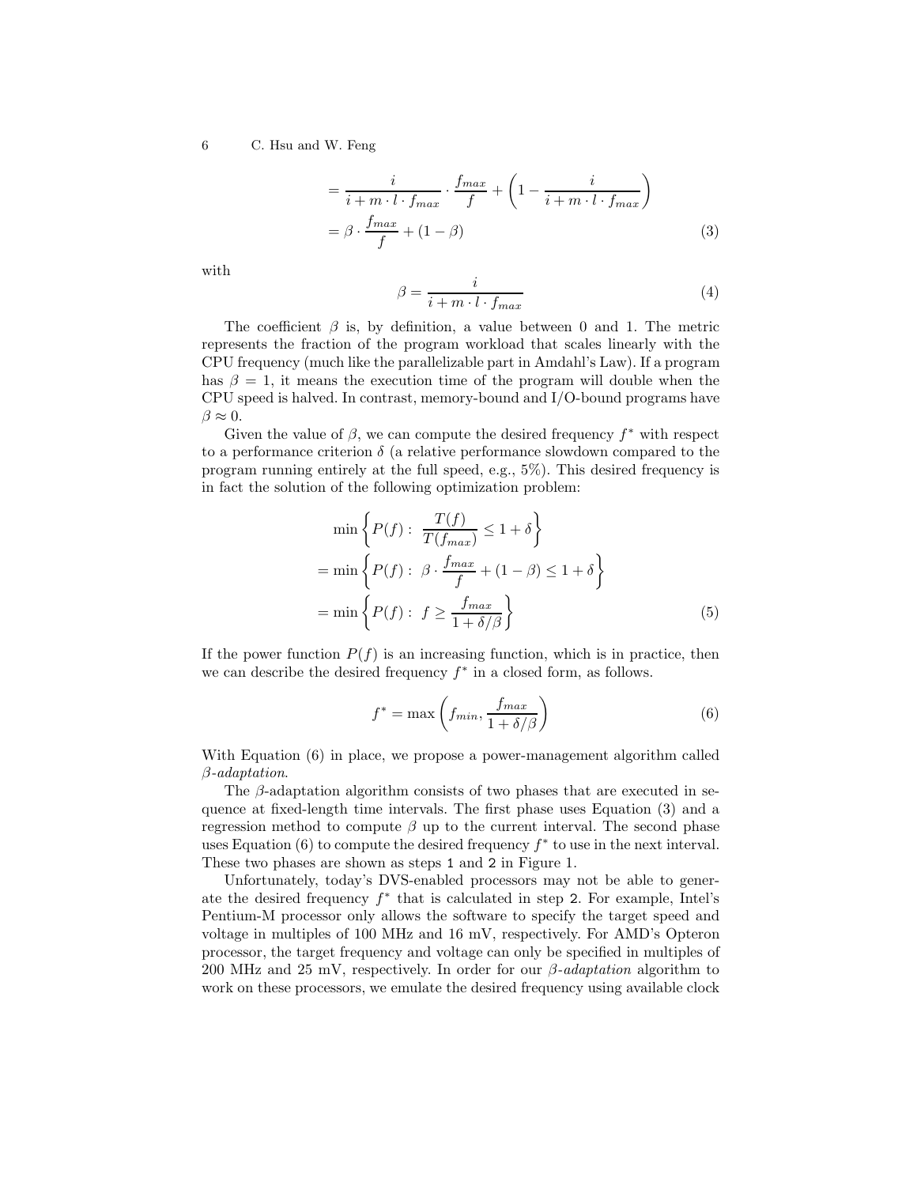$$
= \frac{i}{i + m \cdot l \cdot f_{max}} \cdot \frac{f_{max}}{f} + \left(1 - \frac{i}{i + m \cdot l \cdot f_{max}}\right)
$$

$$
= \beta \cdot \frac{f_{max}}{f} + (1 - \beta) \tag{3}
$$

with

$$
\beta = \frac{i}{i + m \cdot l \cdot f_{max}} \tag{4}
$$

The coefficient $\beta$ is, by definition, a value between 0 and 1. The metric represents the fraction of the program workload that scales linearly with the CPU frequency (much like the parallelizable part in Amdahl's Law). If a program has $\beta = 1$, it means the execution time of the program will double when the CPU speed is halved. In contrast, memory-bound and I/O-bound programs have $\beta \approx 0$.

Given the value of $\beta$, we can compute the desired frequency $f^*$ with respect to a performance criterion $\delta$ (a relative performance slowdown compared to the program running entirely at the full speed, e.g., 5%). This desired frequency is in fact the solution of the following optimization problem:

$$
\min \left\{ P(f) : \ \frac{T(f)}{T(f_{max})} \leq 1 + \delta \right\}
$$

$$
= \min \left\{ P(f) : \ \beta \cdot \frac{f_{max}}{f} + (1 - \beta) \leq 1 + \delta \right\}
$$

$$
= \min \left\{ P(f) : \ f \geq \frac{f_{max}}{1 + \delta / \beta} \right\} \tag{5}
$$

If the power function $P(f)$ is an increasing function, which is in practice, then we can describe the desired frequency $f^*$ in a closed form, as follows.

$$
f^* = \max \left( f_{min}, \frac{f_{max}}{1 + \delta / \beta} \right) \tag{6}
$$

With Equation (6) in place, we propose a power-management algorithm called *β-adaptation*.

The $\beta$-adaptation algorithm consists of two phases that are executed in sequence at fixed-length time intervals. The first phase uses Equation (3) and a regression method to compute $\beta$ up to the current interval. The second phase uses Equation (6) to compute the desired frequency $f^*$ to use in the next interval. These two phases are shown as steps 1 and 2 in Figure 1.

Unfortunately, today's DVS-enabled processors may not be able to generate the desired frequency $f^*$ that is calculated in step 2. For example, Intel's Pentium-M processor only allows the software to specify the target speed and voltage in multiples of 100 MHz and 16 mV, respectively. For AMD's Opteron processor, the target frequency and voltage can only be specified in multiples of 200 MHz and 25 mV, respectively. In order for our *β-adaptation* algorithm to work on these processors, we emulate the desired frequency using available clock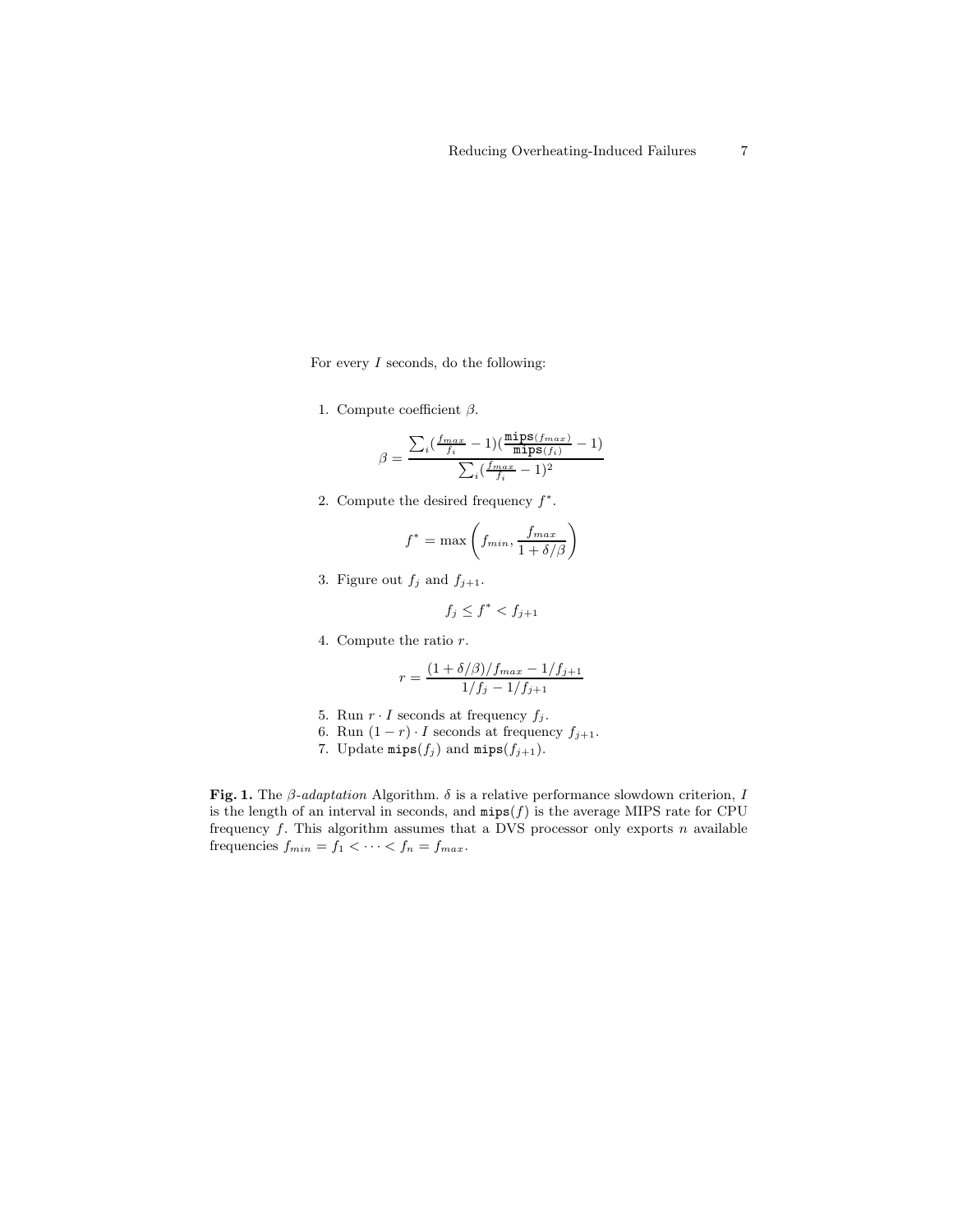For every $I$ seconds, do the following:

1. Compute coefficient $\beta$.

$$\beta = \frac{\sum_i (\frac{f_{max}}{f_i} - 1)(\frac{\texttt{mips}(f_{max})}{\texttt{mips}(f_i)} - 1)}{\sum_i (\frac{f_{max}}{f_i} - 1)^2}$$

2. Compute the desired frequency $f^*$.

$$f^* = \max\left(f_{min}, \frac{f_{max}}{1 + \delta/\beta}\right)$$

3. Figure out $f_j$ and $f_{j+1}$.

$$f_j \leq f^* < f_{j+1}$$

4. Compute the ratio $r$.

$$r = \frac{(1 + \delta/\beta)/f_{max} - 1/f_{j+1}}{1/f_j - 1/f_{j+1}}$$

5. Run $r \cdot I$ seconds at frequency $f_j$.
6. Run $(1 - r) \cdot I$ seconds at frequency $f_{j+1}$.
7. Update $\texttt{mips}(f_j)$ and $\texttt{mips}(f_{j+1})$.

**Fig. 1.** The *$\beta$-adaptation* Algorithm. $\delta$ is a relative performance slowdown criterion, $I$ is the length of an interval in seconds, and $\texttt{mips}(f)$ is the average MIPS rate for CPU frequency $f$. This algorithm assumes that a DVS processor only exports $n$ available frequencies $f_{min} = f_1 < \cdots < f_n = f_{max}$.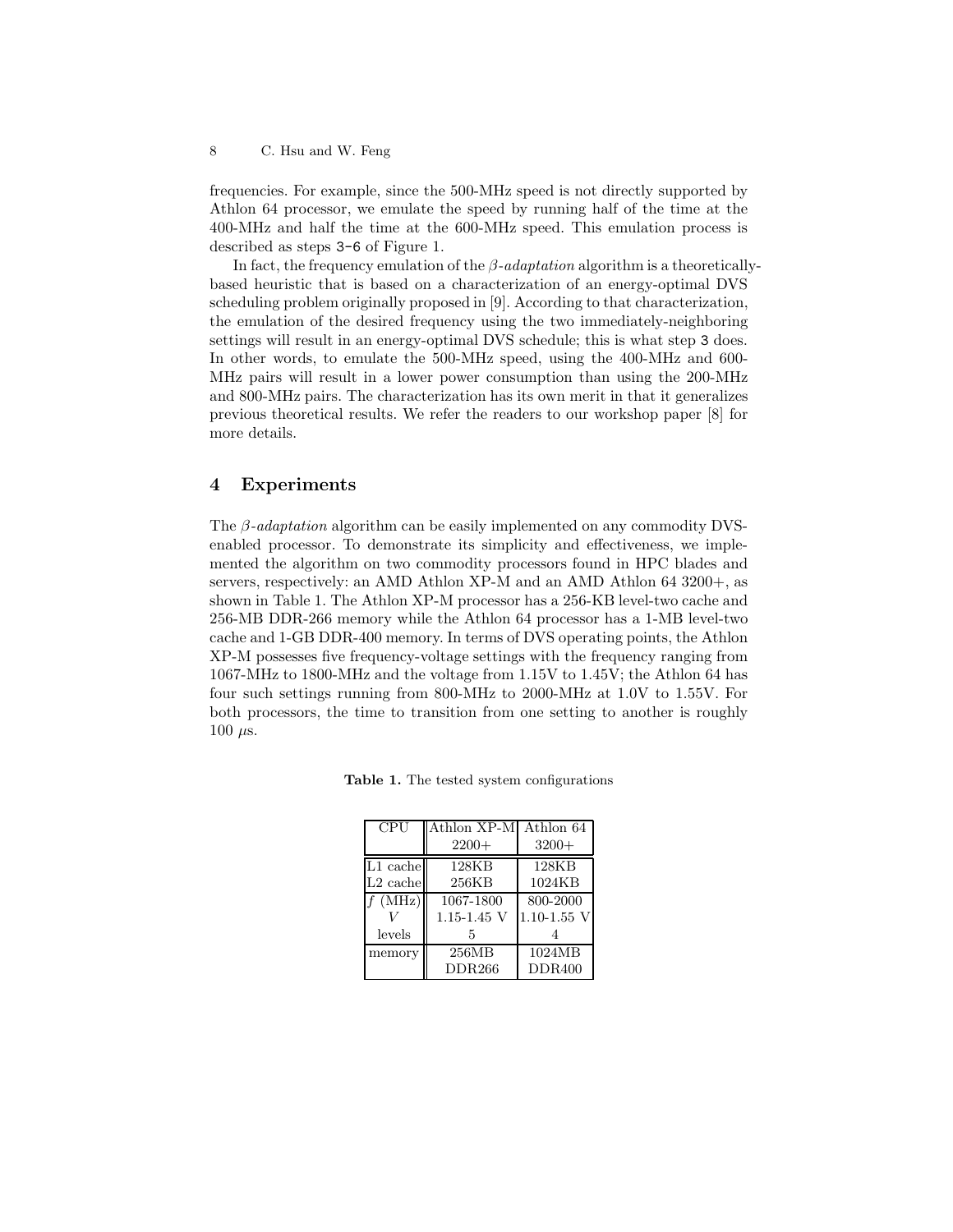frequencies. For example, since the 500-MHz speed is not directly supported by Athlon 64 processor, we emulate the speed by running half of the time at the 400-MHz and half the time at the 600-MHz speed. This emulation process is described as steps 3-6 of Figure 1.

In fact, the frequency emulation of the *β-adaptation* algorithm is a theoretically-based heuristic that is based on a characterization of an energy-optimal DVS scheduling problem originally proposed in [9]. According to that characterization, the emulation of the desired frequency using the two immediately-neighboring settings will result in an energy-optimal DVS schedule; this is what step 3 does. In other words, to emulate the 500-MHz speed, using the 400-MHz and 600-MHz pairs will result in a lower power consumption than using the 200-MHz and 800-MHz pairs. The characterization has its own merit in that it generalizes previous theoretical results. We refer the readers to our workshop paper [8] for more details.

## 4 Experiments

The *β-adaptation* algorithm can be easily implemented on any commodity DVS-enabled processor. To demonstrate its simplicity and effectiveness, we implemented the algorithm on two commodity processors found in HPC blades and servers, respectively: an AMD Athlon XP-M and an AMD Athlon 64 3200+, as shown in Table 1. The Athlon XP-M processor has a 256-KB level-two cache and 256-MB DDR-266 memory while the Athlon 64 processor has a 1-MB level-two cache and 1-GB DDR-400 memory. In terms of DVS operating points, the Athlon XP-M possesses five frequency-voltage settings with the frequency ranging from 1067-MHz to 1800-MHz and the voltage from 1.15V to 1.45V; the Athlon 64 has four such settings running from 800-MHz to 2000-MHz at 1.0V to 1.55V. For both processors, the time to transition from one setting to another is roughly 100 $\mu$s.

**Table 1.** The tested system configurations

| CPU | Athlon XP-M 2200+ | Athlon 64 3200+ |
|---|---|---|
| L1 cache | 128KB | 128KB |
| L2 cache | 256KB | 1024KB |
| $f$ (MHz) | 1067-1800 | 800-2000 |
| $V$ | 1.15-1.45 V | 1.10-1.55 V |
| levels | 5 | 4 |
| memory | 256MB DDR266 | 1024MB DDR400 |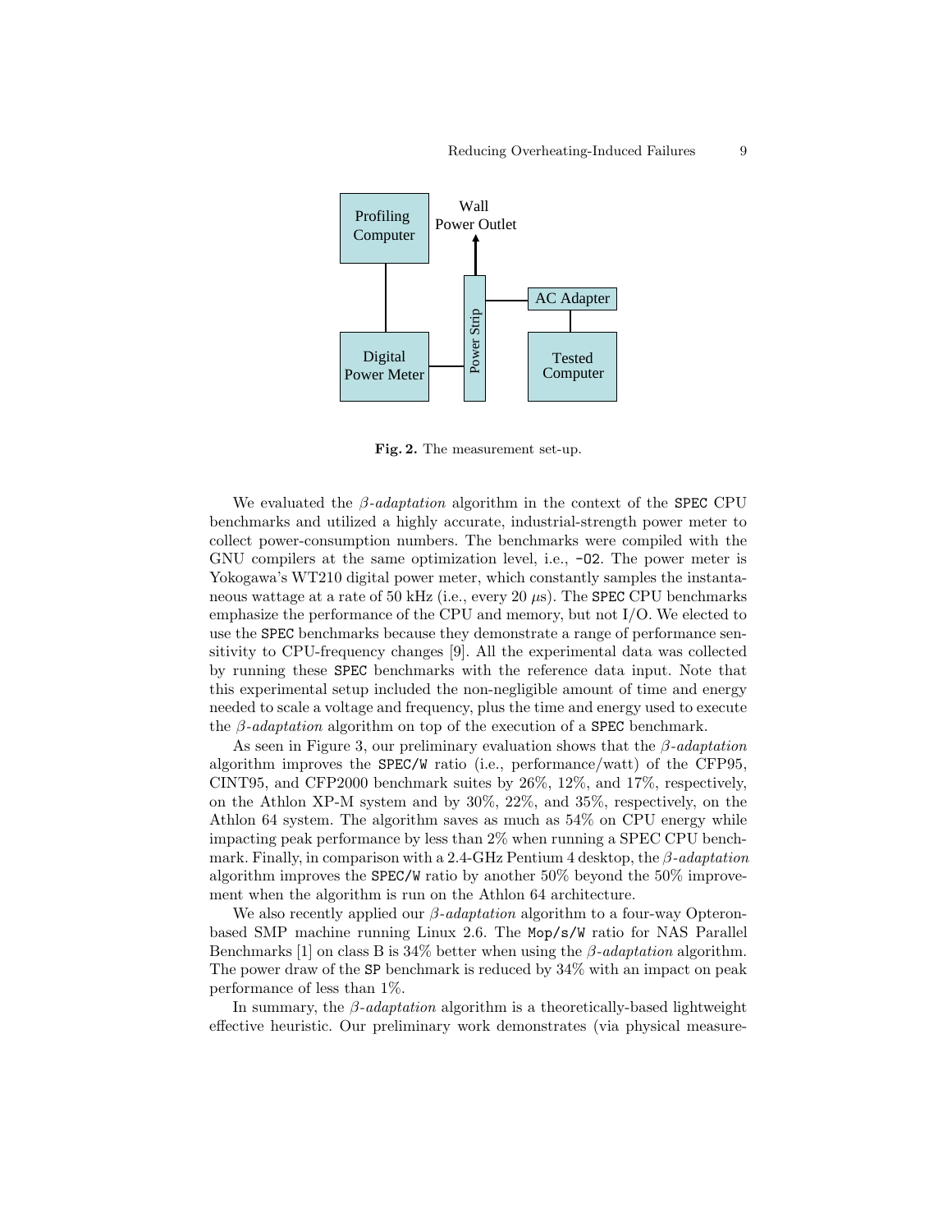**Fig. 2.** The measurement set-up.

We evaluated the *β-adaptation* algorithm in the context of the `SPEC` CPU benchmarks and utilized a highly accurate, industrial-strength power meter to collect power-consumption numbers. The benchmarks were compiled with the GNU compilers at the same optimization level, i.e., `-O2`. The power meter is Yokogawa's WT210 digital power meter, which constantly samples the instantaneous wattage at a rate of 50 kHz (i.e., every 20 $\mu$s). The `SPEC` CPU benchmarks emphasize the performance of the CPU and memory, but not I/O. We elected to use the `SPEC` benchmarks because they demonstrate a range of performance sensitivity to CPU-frequency changes [9]. All the experimental data was collected by running these `SPEC` benchmarks with the reference data input. Note that this experimental setup included the non-negligible amount of time and energy needed to scale a voltage and frequency, plus the time and energy used to execute the *β-adaptation* algorithm on top of the execution of a `SPEC` benchmark.

As seen in Figure 3, our preliminary evaluation shows that the *β-adaptation* algorithm improves the `SPEC/W` ratio (i.e., performance/watt) of the CFP95, CINT95, and CFP2000 benchmark suites by 26%, 12%, and 17%, respectively, on the Athlon XP-M system and by 30%, 22%, and 35%, respectively, on the Athlon 64 system. The algorithm saves as much as 54% on CPU energy while impacting peak performance by less than 2% when running a SPEC CPU benchmark. Finally, in comparison with a 2.4-GHz Pentium 4 desktop, the *β-adaptation* algorithm improves the `SPEC/W` ratio by another 50% beyond the 50% improvement when the algorithm is run on the Athlon 64 architecture.

We also recently applied our *β-adaptation* algorithm to a four-way Opteron-based SMP machine running Linux 2.6. The `Mop/s/W` ratio for NAS Parallel Benchmarks [1] on class B is 34% better when using the *β-adaptation* algorithm. The power draw of the `SP` benchmark is reduced by 34% with an impact on peak performance of less than 1%.

In summary, the *β-adaptation* algorithm is a theoretically-based lightweight effective heuristic. Our preliminary work demonstrates (via physical measure-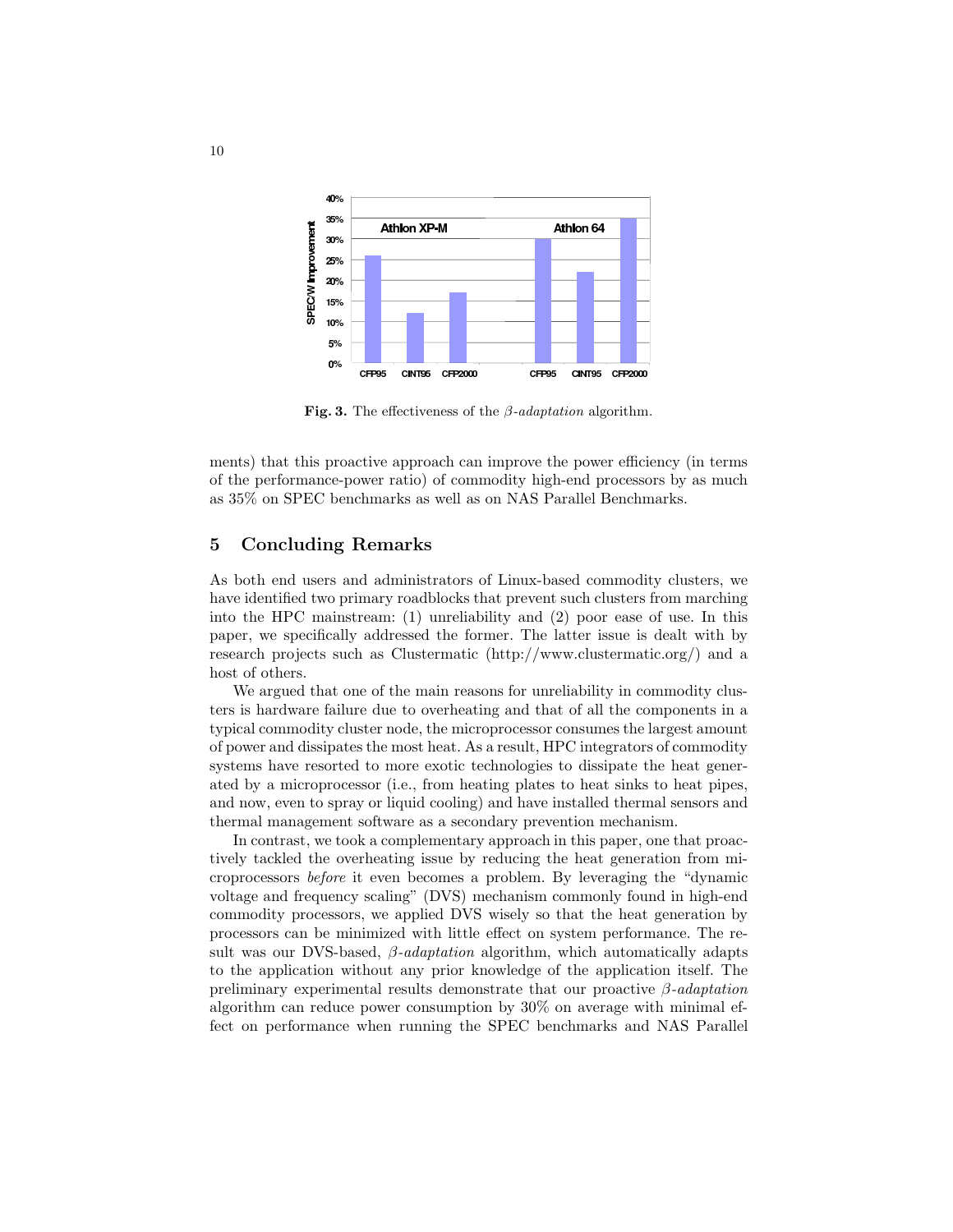**Fig. 3.** The effectiveness of the $\beta$-*adaptation* algorithm.

ments) that this proactive approach can improve the power efficiency (in terms of the performance-power ratio) of commodity high-end processors by as much as 35% on SPEC benchmarks as well as on NAS Parallel Benchmarks.

## 5 Concluding Remarks

As both end users and administrators of Linux-based commodity clusters, we have identified two primary roadblocks that prevent such clusters from marching into the HPC mainstream: (1) unreliability and (2) poor ease of use. In this paper, we specifically addressed the former. The latter issue is dealt with by research projects such as Clustermatic (http://www.clustermatic.org/) and a host of others.

We argued that one of the main reasons for unreliability in commodity clusters is hardware failure due to overheating and that of all the components in a typical commodity cluster node, the microprocessor consumes the largest amount of power and dissipates the most heat. As a result, HPC integrators of commodity systems have resorted to more exotic technologies to dissipate the heat generated by a microprocessor (i.e., from heating plates to heat sinks to heat pipes, and now, even to spray or liquid cooling) and have installed thermal sensors and thermal management software as a secondary prevention mechanism.

In contrast, we took a complementary approach in this paper, one that proactively tackled the overheating issue by reducing the heat generation from microprocessors *before* it even becomes a problem. By leveraging the "dynamic voltage and frequency scaling" (DVS) mechanism commonly found in high-end commodity processors, we applied DVS wisely so that the heat generation by processors can be minimized with little effect on system performance. The result was our DVS-based, $\beta$-*adaptation* algorithm, which automatically adapts to the application without any prior knowledge of the application itself. The preliminary experimental results demonstrate that our proactive $\beta$-*adaptation* algorithm can reduce power consumption by 30% on average with minimal effect on performance when running the SPEC benchmarks and NAS Parallel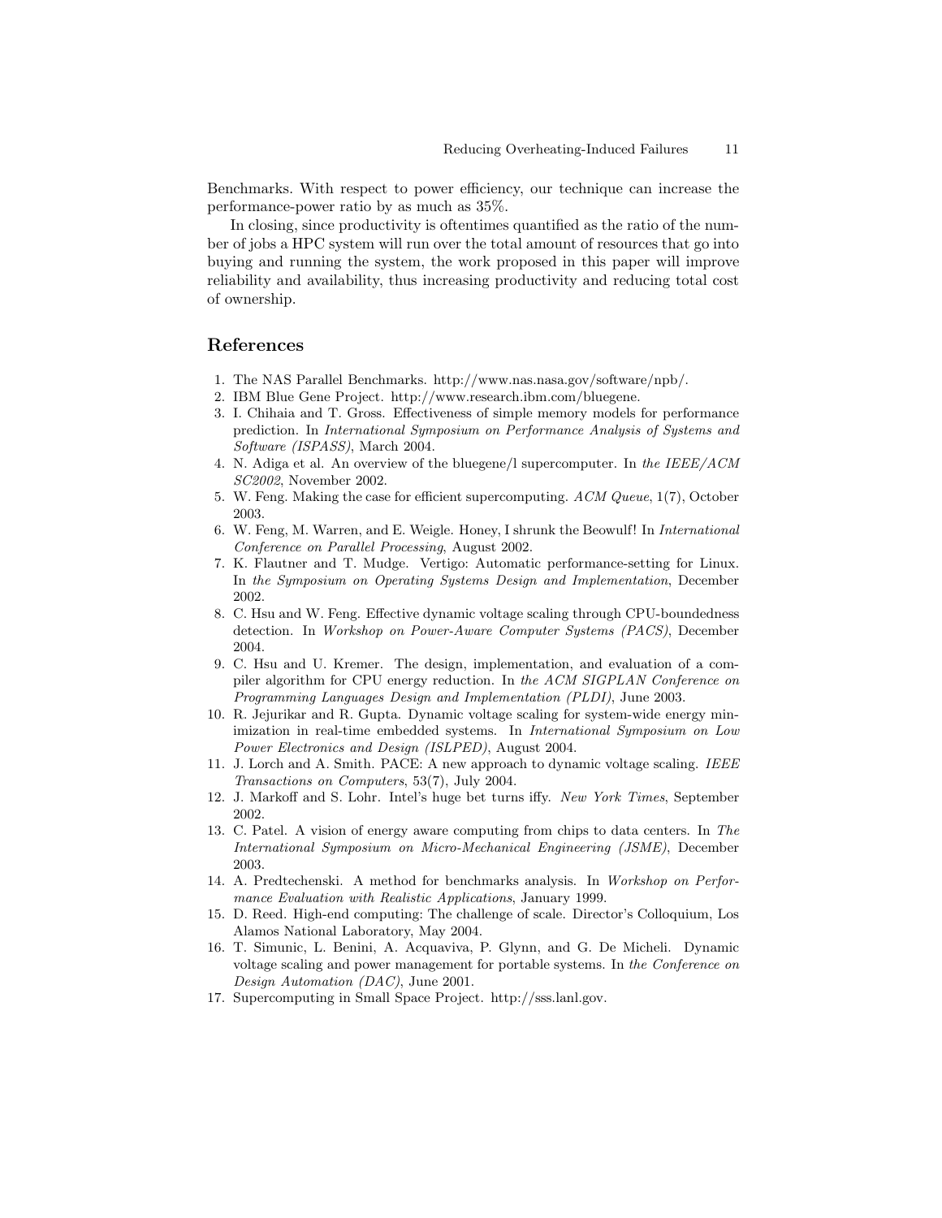Benchmarks. With respect to power efficiency, our technique can increase the performance-power ratio by as much as 35%.

In closing, since productivity is oftentimes quantified as the ratio of the number of jobs a HPC system will run over the total amount of resources that go into buying and running the system, the work proposed in this paper will improve reliability and availability, thus increasing productivity and reducing total cost of ownership.

## References

1. The NAS Parallel Benchmarks. http://www.nas.nasa.gov/software/npb/.
2. IBM Blue Gene Project. http://www.research.ibm.com/bluegene.
3. I. Chihaia and T. Gross. Effectiveness of simple memory models for performance prediction. In *International Symposium on Performance Analysis of Systems and Software (ISPASS)*, March 2004.
4. N. Adiga et al. An overview of the bluegene/l supercomputer. In *the IEEE/ACM SC2002*, November 2002.
5. W. Feng. Making the case for efficient supercomputing. *ACM Queue*, 1(7), October 2003.
6. W. Feng, M. Warren, and E. Weigle. Honey, I shrunk the Beowulf! In *International Conference on Parallel Processing*, August 2002.
7. K. Flautner and T. Mudge. Vertigo: Automatic performance-setting for Linux. In *the Symposium on Operating Systems Design and Implementation*, December 2002.
8. C. Hsu and W. Feng. Effective dynamic voltage scaling through CPU-boundedness detection. In *Workshop on Power-Aware Computer Systems (PACS)*, December 2004.
9. C. Hsu and U. Kremer. The design, implementation, and evaluation of a compiler algorithm for CPU energy reduction. In *the ACM SIGPLAN Conference on Programming Languages Design and Implementation (PLDI)*, June 2003.
10. R. Jejurikar and R. Gupta. Dynamic voltage scaling for system-wide energy minimization in real-time embedded systems. In *International Symposium on Low Power Electronics and Design (ISLPED)*, August 2004.
11. J. Lorch and A. Smith. PACE: A new approach to dynamic voltage scaling. *IEEE Transactions on Computers*, 53(7), July 2004.
12. J. Markoff and S. Lohr. Intel's huge bet turns iffy. *New York Times*, September 2002.
13. C. Patel. A vision of energy aware computing from chips to data centers. In *The International Symposium on Micro-Mechanical Engineering (JSME)*, December 2003.
14. A. Predtechenski. A method for benchmarks analysis. In *Workshop on Performance Evaluation with Realistic Applications*, January 1999.
15. D. Reed. High-end computing: The challenge of scale. Director's Colloquium, Los Alamos National Laboratory, May 2004.
16. T. Simunic, L. Benini, A. Acquaviva, P. Glynn, and G. De Micheli. Dynamic voltage scaling and power management for portable systems. In *the Conference on Design Automation (DAC)*, June 2001.
17. Supercomputing in Small Space Project. http://sss.lanl.gov.